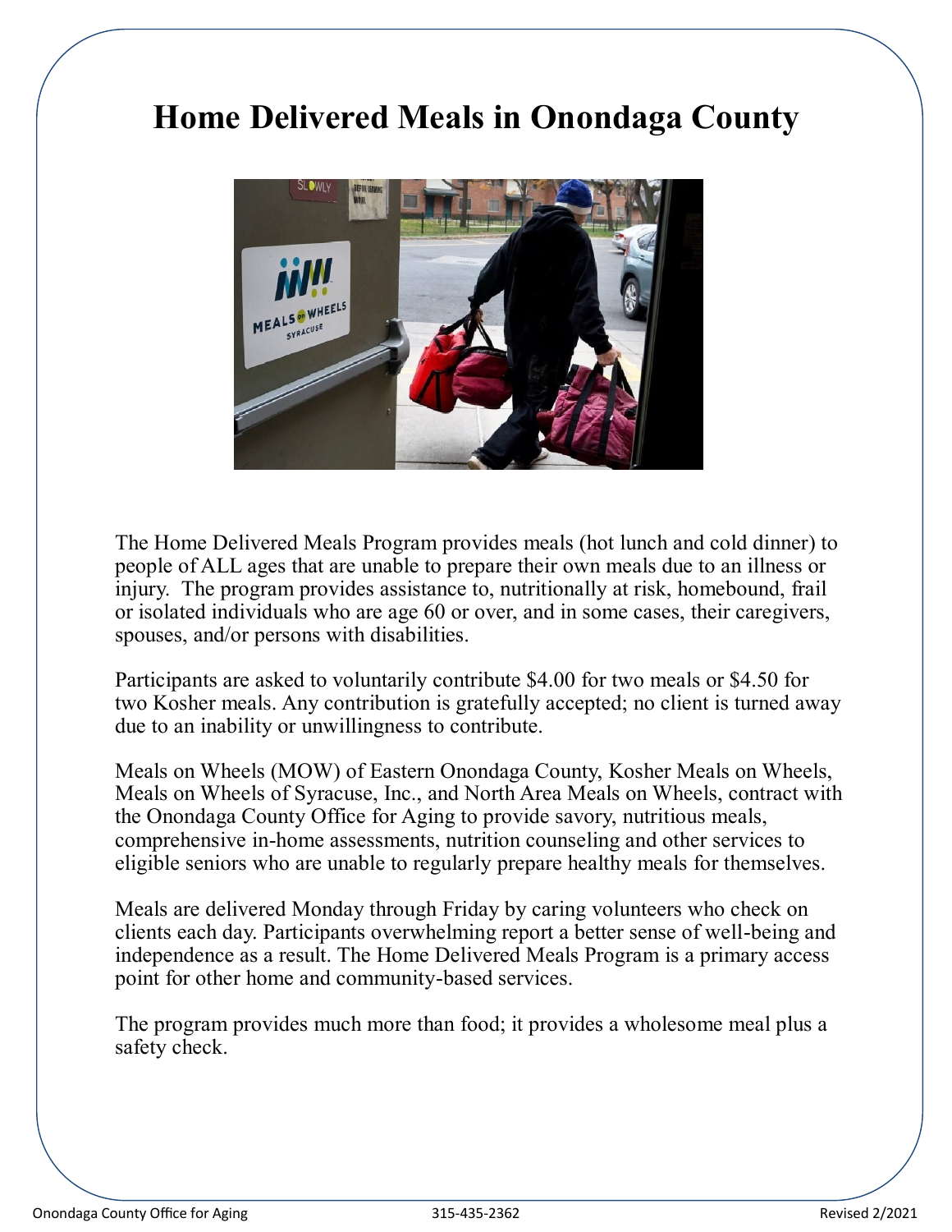# Home Delivered Meals in Onondaga County

The Home Delivered Meals Program provides meals (hot lunch and cold dinner) to people of ALL ages that are unable to prepare their own meals due to an illness or injury. The program provides assistance to, nutritionally at risk, homebound, frail or isolated individuals who are age 60 or over, and in some cases, their caregivers, spouses, and/or persons with disabilities.

Participants are asked to voluntarily contribute $4.00 for two meals or $4.50 for two Kosher meals. Any contribution is gratefully accepted; no client is turned away due to an inability or unwillingness to contribute.

Meals on Wheels (MOW) of Eastern Onondaga County, Kosher Meals on Wheels, Meals on Wheels of Syracuse, Inc., and North Area Meals on Wheels, contract with the Onondaga County Office for Aging to provide savory, nutritious meals, comprehensive in-home assessments, nutrition counseling and other services to eligible seniors who are unable to regularly prepare healthy meals for themselves.

Meals are delivered Monday through Friday by caring volunteers who check on clients each day. Participants overwhelming report a better sense of well-being and independence as a result. The Home Delivered Meals Program is a primary access point for other home and community-based services.

The program provides much more than food; it provides a wholesome meal plus a safety check.

Onondaga County Office for Aging 315-435-2362 Revised 2/2021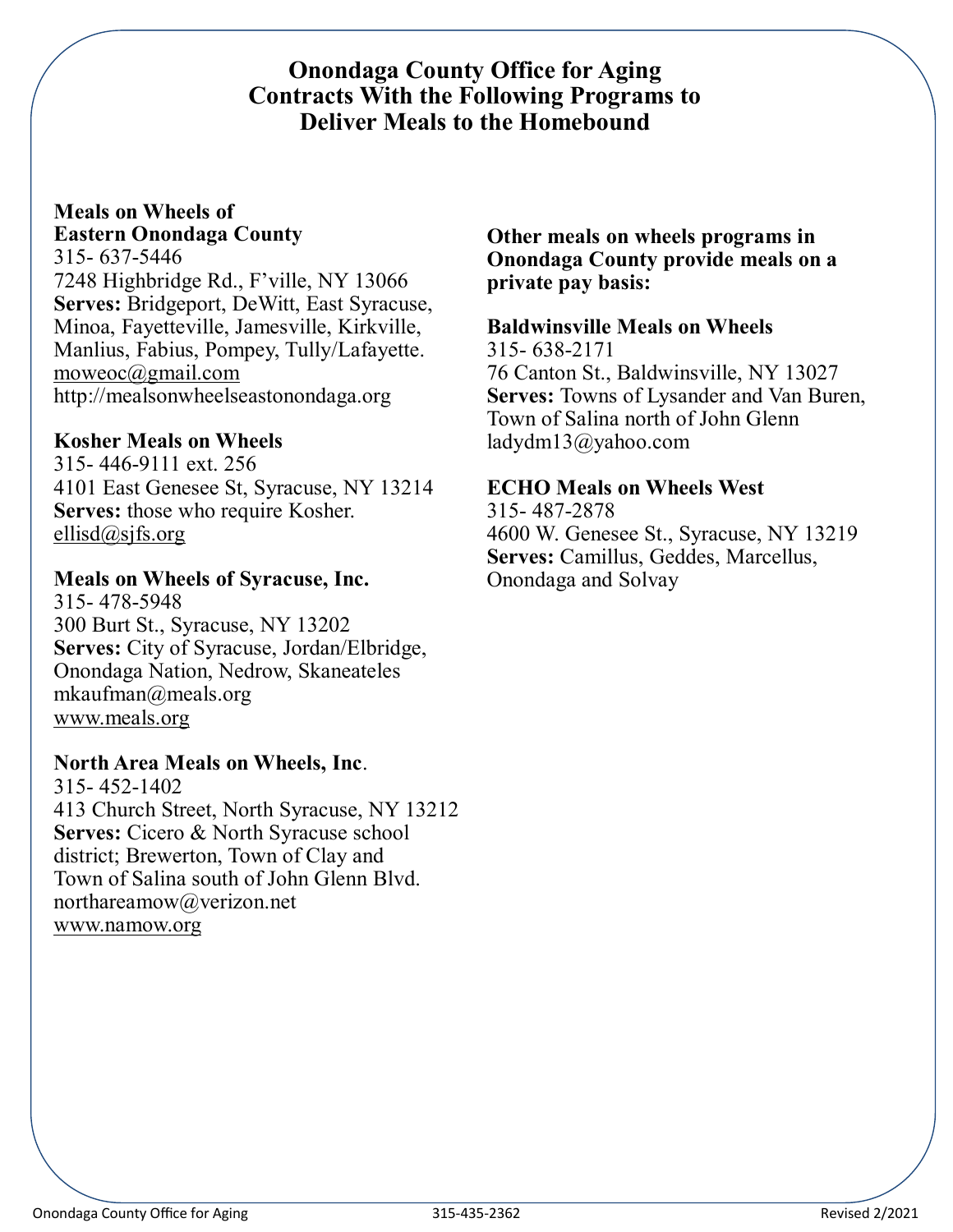# Onondaga County Office for Aging Contracts With the Following Programs to Deliver Meals to the Homebound

**Meals on Wheels of Eastern Onondaga County**
315- 637-5446
7248 Highbridge Rd., F'ville, NY 13066
**Serves:** Bridgeport, DeWitt, East Syracuse, Minoa, Fayetteville, Jamesville, Kirkville, Manlius, Fabius, Pompey, Tully/Lafayette.
moweoc@gmail.com
http://mealsonwheelseastonondaga.org

**Kosher Meals on Wheels**
315- 446-9111 ext. 256
4101 East Genesee St, Syracuse, NY 13214
**Serves:** those who require Kosher.
ellisd@sjfs.org

**Meals on Wheels of Syracuse, Inc.**
315- 478-5948
300 Burt St., Syracuse, NY 13202
**Serves:** City of Syracuse, Jordan/Elbridge, Onondaga Nation, Nedrow, Skaneateles
mkaufman@meals.org
www.meals.org

**North Area Meals on Wheels, Inc**.
315- 452-1402
413 Church Street, North Syracuse, NY 13212
**Serves:** Cicero & North Syracuse school district; Brewerton, Town of Clay and Town of Salina south of John Glenn Blvd.
northareamow@verizon.net
www.namow.org

**Other meals on wheels programs in Onondaga County provide meals on a private pay basis:**

**Baldwinsville Meals on Wheels**
315- 638-2171
76 Canton St., Baldwinsville, NY 13027
**Serves:** Towns of Lysander and Van Buren, Town of Salina north of John Glenn
ladydm13@yahoo.com

**ECHO Meals on Wheels West**
315- 487-2878
4600 W. Genesee St., Syracuse, NY 13219
**Serves:** Camillus, Geddes, Marcellus, Onondaga and Solvay